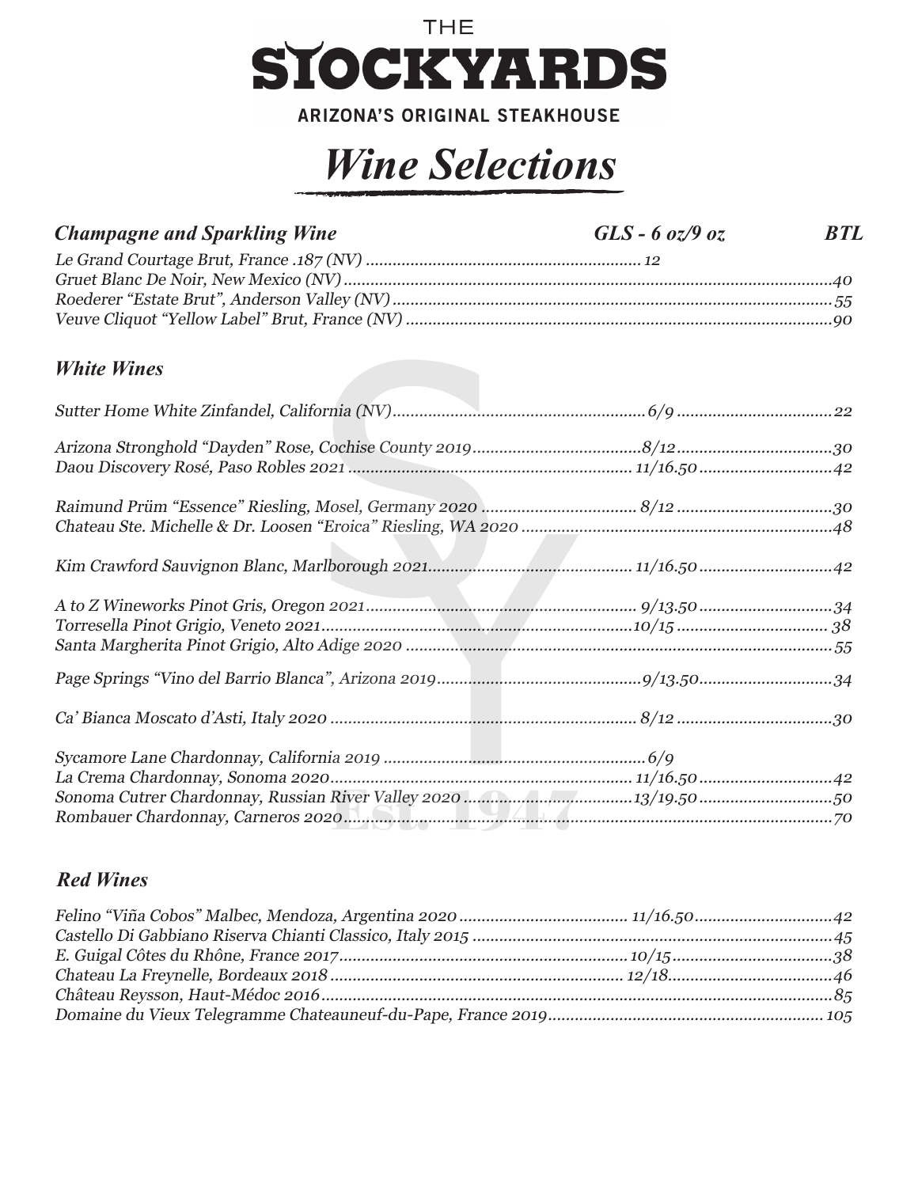THE

# STOCKYARDS

ARIZONA'S ORIGINAL STEAKHOUSE

## *Wine Selections*

| *Champagne and Sparkling Wine* | *GLS - 6 oz/9 oz* | *BTL* |
|---|---|---|
| *Le Grand Courtage Brut, France .187 (NV)* | *12* | |
| *Gruet Blanc De Noir, New Mexico (NV)* | | *40* |
| *Roederer "Estate Brut", Anderson Valley (NV)* | | *55* |
| *Veuve Cliquot "Yellow Label" Brut, France (NV)* | | *90* |

### *White Wines*

| | *GLS - 6 oz/9 oz* | *BTL* |
|---|---|---|
| *Sutter Home White Zinfandel, California (NV)* | *6/9* | *22* |
| *Arizona Stronghold "Dayden" Rose, Cochise County 2019* | *8/12* | *30* |
| *Daou Discovery Rosé, Paso Robles 2021* | *11/16.50* | *42* |
| *Raimund Prüm "Essence" Riesling, Mosel, Germany 2020* | *8/12* | *30* |
| *Chateau Ste. Michelle & Dr. Loosen "Eroica" Riesling, WA 2020* | | *48* |
| *Kim Crawford Sauvignon Blanc, Marlborough 2021* | *11/16.50* | *42* |
| *A to Z Wineworks Pinot Gris, Oregon 2021* | *9/13.50* | *34* |
| *Torresella Pinot Grigio, Veneto 2021* | *10/15* | *38* |
| *Santa Margherita Pinot Grigio, Alto Adige 2020* | | *55* |
| *Page Springs "Vino del Barrio Blanca", Arizona 2019* | *9/13.50* | *34* |
| *Ca' Bianca Moscato d'Asti, Italy 2020* | *8/12* | *30* |
| *Sycamore Lane Chardonnay, California 2019* | *6/9* | |
| *La Crema Chardonnay, Sonoma 2020* | *11/16.50* | *42* |
| *Sonoma Cutrer Chardonnay, Russian River Valley 2020* | *13/19.50* | *50* |
| *Rombauer Chardonnay, Carneros 2020* | | *70* |

### *Red Wines*

| | *GLS - 6 oz/9 oz* | *BTL* |
|---|---|---|
| *Felino "Viña Cobos" Malbec, Mendoza, Argentina 2020* | *11/16.50* | *42* |
| *Castello Di Gabbiano Riserva Chianti Classico, Italy 2015* | | *45* |
| *E. Guigal Côtes du Rhône, France 2017* | *10/15* | *38* |
| *Chateau La Freynelle, Bordeaux 2018* | *12/18* | *46* |
| *Château Reysson, Haut-Médoc 2016* | | *85* |
| *Domaine du Vieux Telegramme Chateauneuf-du-Pape, France 2019* | | *105* |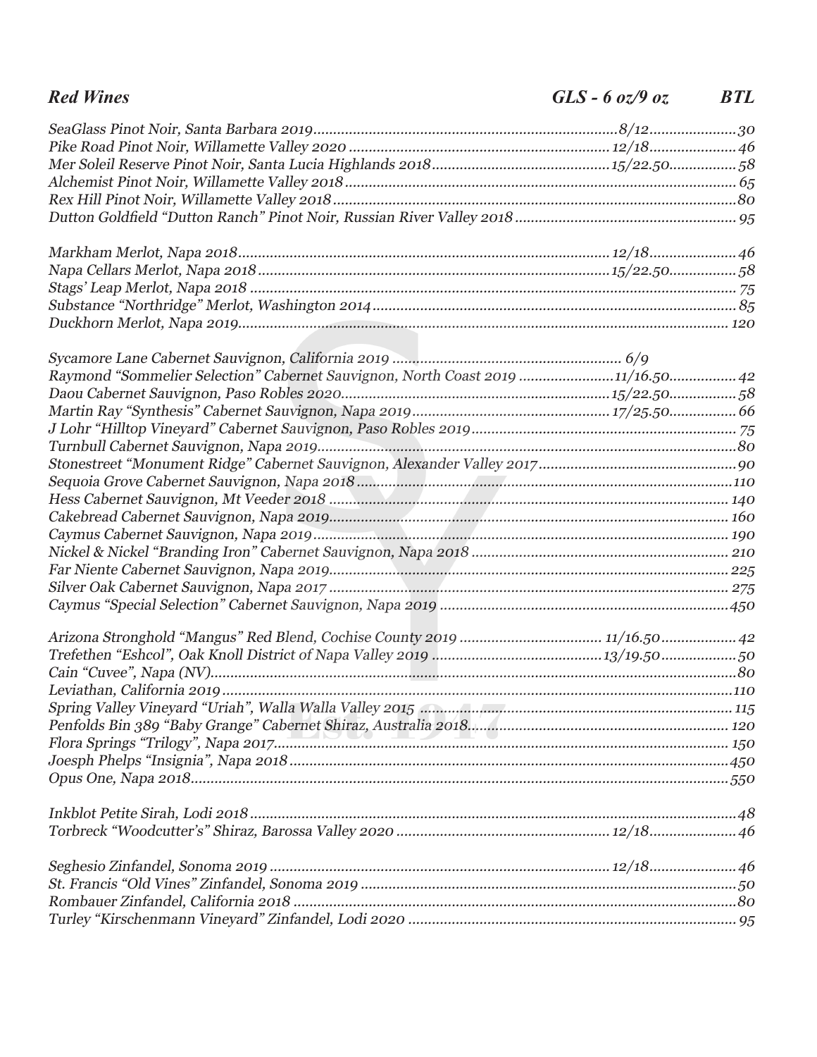| Red Wines | GLS - 6 oz/9 oz | BTL |
|---|---|---|
| SeaGlass Pinot Noir, Santa Barbara 2019 | 8/12 | 30 |
| Pike Road Pinot Noir, Willamette Valley 2020 | 12/18 | 46 |
| Mer Soleil Reserve Pinot Noir, Santa Lucia Highlands 2018 | 15/22.50 | 58 |
| Alchemist Pinot Noir, Willamette Valley 2018 | | 65 |
| Rex Hill Pinot Noir, Willamette Valley 2018 | | 80 |
| Dutton Goldfield "Dutton Ranch" Pinot Noir, Russian River Valley 2018 | | 95 |
| | | |
| Markham Merlot, Napa 2018 | 12/18 | 46 |
| Napa Cellars Merlot, Napa 2018 | 15/22.50 | 58 |
| Stags' Leap Merlot, Napa 2018 | | 75 |
| Substance "Northridge" Merlot, Washington 2014 | | 85 |
| Duckhorn Merlot, Napa 2019 | | 120 |
| | | |
| Sycamore Lane Cabernet Sauvignon, California 2019 | 6/9 | |
| Raymond "Sommelier Selection" Cabernet Sauvignon, North Coast 2019 | 11/16.50 | 42 |
| Daou Cabernet Sauvignon, Paso Robles 2020 | 15/22.50 | 58 |
| Martin Ray "Synthesis" Cabernet Sauvignon, Napa 2019 | 17/25.50 | 66 |
| J Lohr "Hilltop Vineyard" Cabernet Sauvignon, Paso Robles 2019 | | 75 |
| Turnbull Cabernet Sauvignon, Napa 2019 | | 80 |
| Stonestreet "Monument Ridge" Cabernet Sauvignon, Alexander Valley 2017 | | 90 |
| Sequoia Grove Cabernet Sauvignon, Napa 2018 | | 110 |
| Hess Cabernet Sauvignon, Mt Veeder 2018 | | 140 |
| Cakebread Cabernet Sauvignon, Napa 2019 | | 160 |
| Caymus Cabernet Sauvignon, Napa 2019 | | 190 |
| Nickel & Nickel "Branding Iron" Cabernet Sauvignon, Napa 2018 | | 210 |
| Far Niente Cabernet Sauvignon, Napa 2019 | | 225 |
| Silver Oak Cabernet Sauvignon, Napa 2017 | | 275 |
| Caymus "Special Selection" Cabernet Sauvignon, Napa 2019 | | 450 |
| | | |
| Arizona Stronghold "Mangus" Red Blend, Cochise County 2019 | 11/16.50 | 42 |
| Trefethen "Eshcol", Oak Knoll District of Napa Valley 2019 | 13/19.50 | 50 |
| Cain "Cuvee", Napa (NV) | | 80 |
| Leviathan, California 2019 | | 110 |
| Spring Valley Vineyard "Uriah", Walla Walla Valley 2015 | | 115 |
| Penfolds Bin 389 "Baby Grange" Cabernet Shiraz, Australia 2018 | | 120 |
| Flora Springs "Trilogy", Napa 2017 | | 150 |
| Joesph Phelps "Insignia", Napa 2018 | | 450 |
| Opus One, Napa 2018 | | 550 |
| | | |
| Inkblot Petite Sirah, Lodi 2018 | | 48 |
| Torbreck "Woodcutter's" Shiraz, Barossa Valley 2020 | 12/18 | 46 |
| | | |
| Seghesio Zinfandel, Sonoma 2019 | 12/18 | 46 |
| St. Francis "Old Vines" Zinfandel, Sonoma 2019 | | 50 |
| Rombauer Zinfandel, California 2018 | | 80 |
| Turley "Kirschenmann Vineyard" Zinfandel, Lodi 2020 | | 95 |